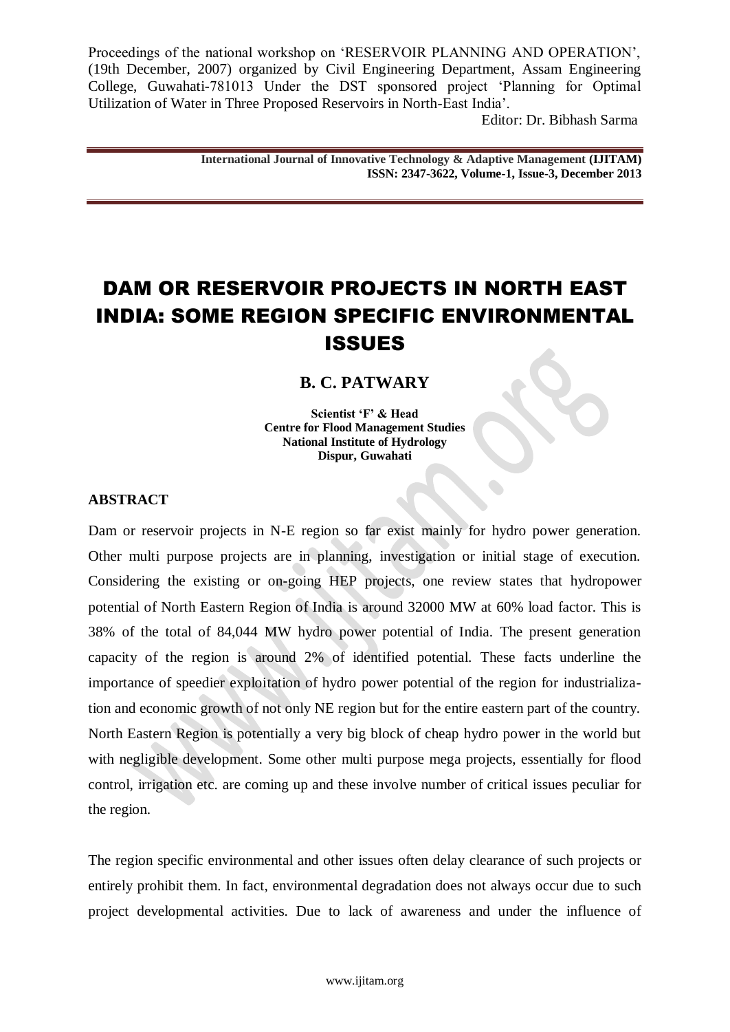Proceedings of the national workshop on 'RESERVOIR PLANNING AND OPERATION', (19th December, 2007) organized by Civil Engineering Department, Assam Engineering College, Guwahati-781013 Under the DST sponsored project 'Planning for Optimal Utilization of Water in Three Proposed Reservoirs in North-East India'.

Editor: Dr. Bibhash Sarma

**International Journal of Innovative Technology & Adaptive Management (IJITAM) ISSN: 2347-3622, Volume-1, Issue-3, December 2013**

# DAM OR RESERVOIR PROJECTS IN NORTH EAST INDIA: SOME REGION SPECIFIC ENVIRONMENTAL ISSUES

## B. C. PATWARY

**Scientist 'F' & Head**
**Centre for Flood Management Studies**
**National Institute of Hydrology**
**Dispur, Guwahati**

### ABSTRACT

Dam or reservoir projects in N-E region so far exist mainly for hydro power generation. Other multi purpose projects are in planning, investigation or initial stage of execution. Considering the existing or on-going HEP projects, one review states that hydropower potential of North Eastern Region of India is around 32000 MW at 60% load factor. This is 38% of the total of 84,044 MW hydro power potential of India. The present generation capacity of the region is around 2% of identified potential. These facts underline the importance of speedier exploitation of hydro power potential of the region for industrialization and economic growth of not only NE region but for the entire eastern part of the country. North Eastern Region is potentially a very big block of cheap hydro power in the world but with negligible development. Some other multi purpose mega projects, essentially for flood control, irrigation etc. are coming up and these involve number of critical issues peculiar for the region.

The region specific environmental and other issues often delay clearance of such projects or entirely prohibit them. In fact, environmental degradation does not always occur due to such project developmental activities. Due to lack of awareness and under the influence of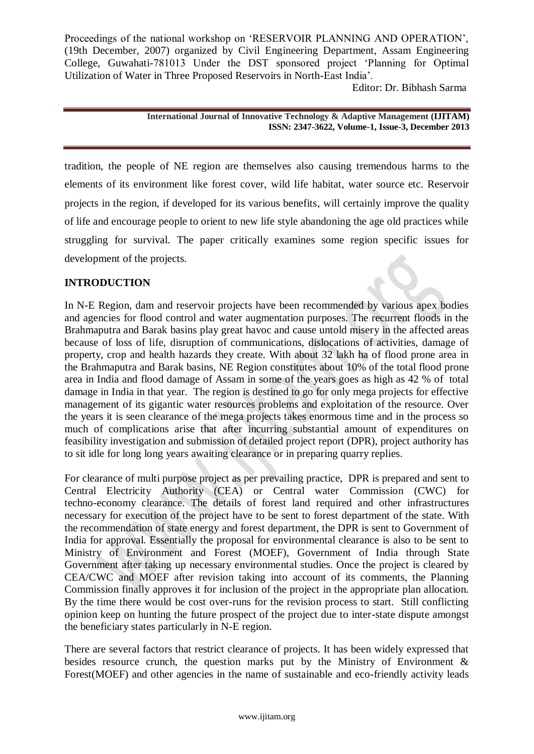tradition, the people of NE region are themselves also causing tremendous harms to the elements of its environment like forest cover, wild life habitat, water source etc. Reservoir projects in the region, if developed for its various benefits, will certainly improve the quality of life and encourage people to orient to new life style abandoning the age old practices while struggling for survival. The paper critically examines some region specific issues for development of the projects.

## INTRODUCTION

In N-E Region, dam and reservoir projects have been recommended by various apex bodies and agencies for flood control and water augmentation purposes. The recurrent floods in the Brahmaputra and Barak basins play great havoc and cause untold misery in the affected areas because of loss of life, disruption of communications, dislocations of activities, damage of property, crop and health hazards they create. With about 32 lakh ha of flood prone area in the Brahmaputra and Barak basins, NE Region constitutes about 10% of the total flood prone area in India and flood damage of Assam in some of the years goes as high as 42 % of total damage in India in that year. The region is destined to go for only mega projects for effective management of its gigantic water resources problems and exploitation of the resource. Over the years it is seen clearance of the mega projects takes enormous time and in the process so much of complications arise that after incurring substantial amount of expenditures on feasibility investigation and submission of detailed project report (DPR), project authority has to sit idle for long long years awaiting clearance or in preparing quarry replies.

For clearance of multi purpose project as per prevailing practice, DPR is prepared and sent to Central Electricity Authority (CEA) or Central water Commission (CWC) for techno-economy clearance. The details of forest land required and other infrastructures necessary for execution of the project have to be sent to forest department of the state. With the recommendation of state energy and forest department, the DPR is sent to Government of India for approval. Essentially the proposal for environmental clearance is also to be sent to Ministry of Environment and Forest (MOEF), Government of India through State Government after taking up necessary environmental studies. Once the project is cleared by CEA/CWC and MOEF after revision taking into account of its comments, the Planning Commission finally approves it for inclusion of the project in the appropriate plan allocation. By the time there would be cost over-runs for the revision process to start. Still conflicting opinion keep on hunting the future prospect of the project due to inter-state dispute amongst the beneficiary states particularly in N-E region.

There are several factors that restrict clearance of projects. It has been widely expressed that besides resource crunch, the question marks put by the Ministry of Environment & Forest(MOEF) and other agencies in the name of sustainable and eco-friendly activity leads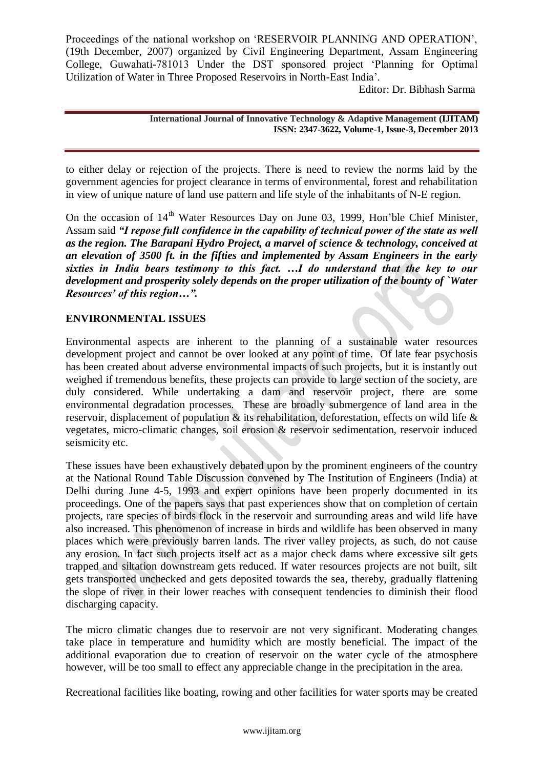to either delay or rejection of the projects. There is need to review the norms laid by the government agencies for project clearance in terms of environmental, forest and rehabilitation in view of unique nature of land use pattern and life style of the inhabitants of N-E region.

On the occasion of 14th Water Resources Day on June 03, 1999, Hon'ble Chief Minister, Assam said ***"I repose full confidence in the capability of technical power of the state as well as the region. The Barapani Hydro Project, a marvel of science & technology, conceived at an elevation of 3500 ft. in the fifties and implemented by Assam Engineers in the early sixties in India bears testimony to this fact. …I do understand that the key to our development and prosperity solely depends on the proper utilization of the bounty of `Water Resources' of this region…".***

## ENVIRONMENTAL ISSUES

Environmental aspects are inherent to the planning of a sustainable water resources development project and cannot be over looked at any point of time. Of late fear psychosis has been created about adverse environmental impacts of such projects, but it is instantly out weighed if tremendous benefits, these projects can provide to large section of the society, are duly considered. While undertaking a dam and reservoir project, there are some environmental degradation processes. These are broadly submergence of land area in the reservoir, displacement of population & its rehabilitation, deforestation, effects on wild life & vegetates, micro-climatic changes, soil erosion & reservoir sedimentation, reservoir induced seismicity etc.

These issues have been exhaustively debated upon by the prominent engineers of the country at the National Round Table Discussion convened by The Institution of Engineers (India) at Delhi during June 4-5, 1993 and expert opinions have been properly documented in its proceedings. One of the papers says that past experiences show that on completion of certain projects, rare species of birds flock in the reservoir and surrounding areas and wild life have also increased. This phenomenon of increase in birds and wildlife has been observed in many places which were previously barren lands. The river valley projects, as such, do not cause any erosion. In fact such projects itself act as a major check dams where excessive silt gets trapped and siltation downstream gets reduced. If water resources projects are not built, silt gets transported unchecked and gets deposited towards the sea, thereby, gradually flattening the slope of river in their lower reaches with consequent tendencies to diminish their flood discharging capacity.

The micro climatic changes due to reservoir are not very significant. Moderating changes take place in temperature and humidity which are mostly beneficial. The impact of the additional evaporation due to creation of reservoir on the water cycle of the atmosphere however, will be too small to effect any appreciable change in the precipitation in the area.

Recreational facilities like boating, rowing and other facilities for water sports may be created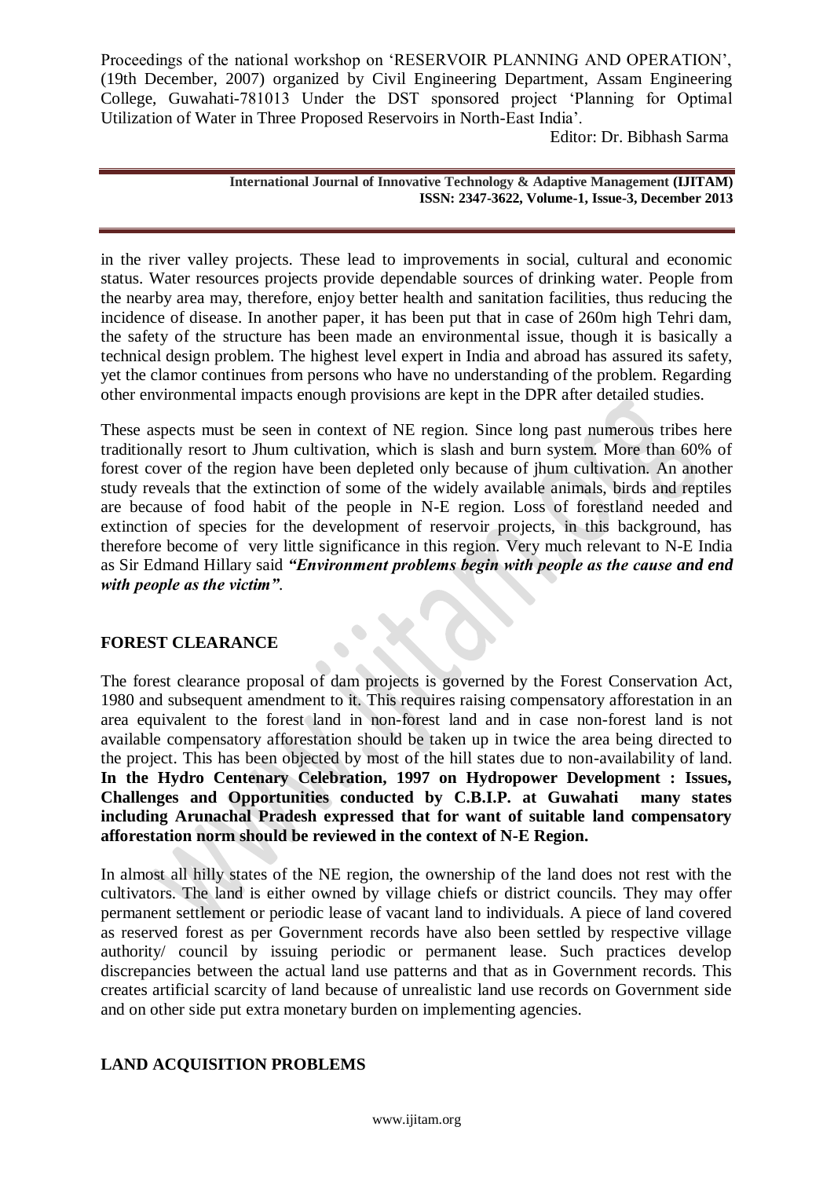in the river valley projects. These lead to improvements in social, cultural and economic status. Water resources projects provide dependable sources of drinking water. People from the nearby area may, therefore, enjoy better health and sanitation facilities, thus reducing the incidence of disease. In another paper, it has been put that in case of 260m high Tehri dam, the safety of the structure has been made an environmental issue, though it is basically a technical design problem. The highest level expert in India and abroad has assured its safety, yet the clamor continues from persons who have no understanding of the problem. Regarding other environmental impacts enough provisions are kept in the DPR after detailed studies.

These aspects must be seen in context of NE region. Since long past numerous tribes here traditionally resort to Jhum cultivation, which is slash and burn system. More than 60% of forest cover of the region have been depleted only because of jhum cultivation. An another study reveals that the extinction of some of the widely available animals, birds and reptiles are because of food habit of the people in N-E region. Loss of forestland needed and extinction of species for the development of reservoir projects, in this background, has therefore become of very little significance in this region. Very much relevant to N-E India as Sir Edmund Hillary said ***"Environment problems begin with people as the cause and end with people as the victim"***.

## FOREST CLEARANCE

The forest clearance proposal of dam projects is governed by the Forest Conservation Act, 1980 and subsequent amendment to it. This requires raising compensatory afforestation in an area equivalent to the forest land in non-forest land and in case non-forest land is not available compensatory afforestation should be taken up in twice the area being directed to the project. This has been objected by most of the hill states due to non-availability of land. **In the Hydro Centenary Celebration, 1997 on Hydropower Development : Issues, Challenges and Opportunities conducted by C.B.I.P. at Guwahati many states including Arunachal Pradesh expressed that for want of suitable land compensatory afforestation norm should be reviewed in the context of N-E Region.**

In almost all hilly states of the NE region, the ownership of the land does not rest with the cultivators. The land is either owned by village chiefs or district councils. They may offer permanent settlement or periodic lease of vacant land to individuals. A piece of land covered as reserved forest as per Government records have also been settled by respective village authority/ council by issuing periodic or permanent lease. Such practices develop discrepancies between the actual land use patterns and that as in Government records. This creates artificial scarcity of land because of unrealistic land use records on Government side and on other side put extra monetary burden on implementing agencies.

## LAND ACQUISITION PROBLEMS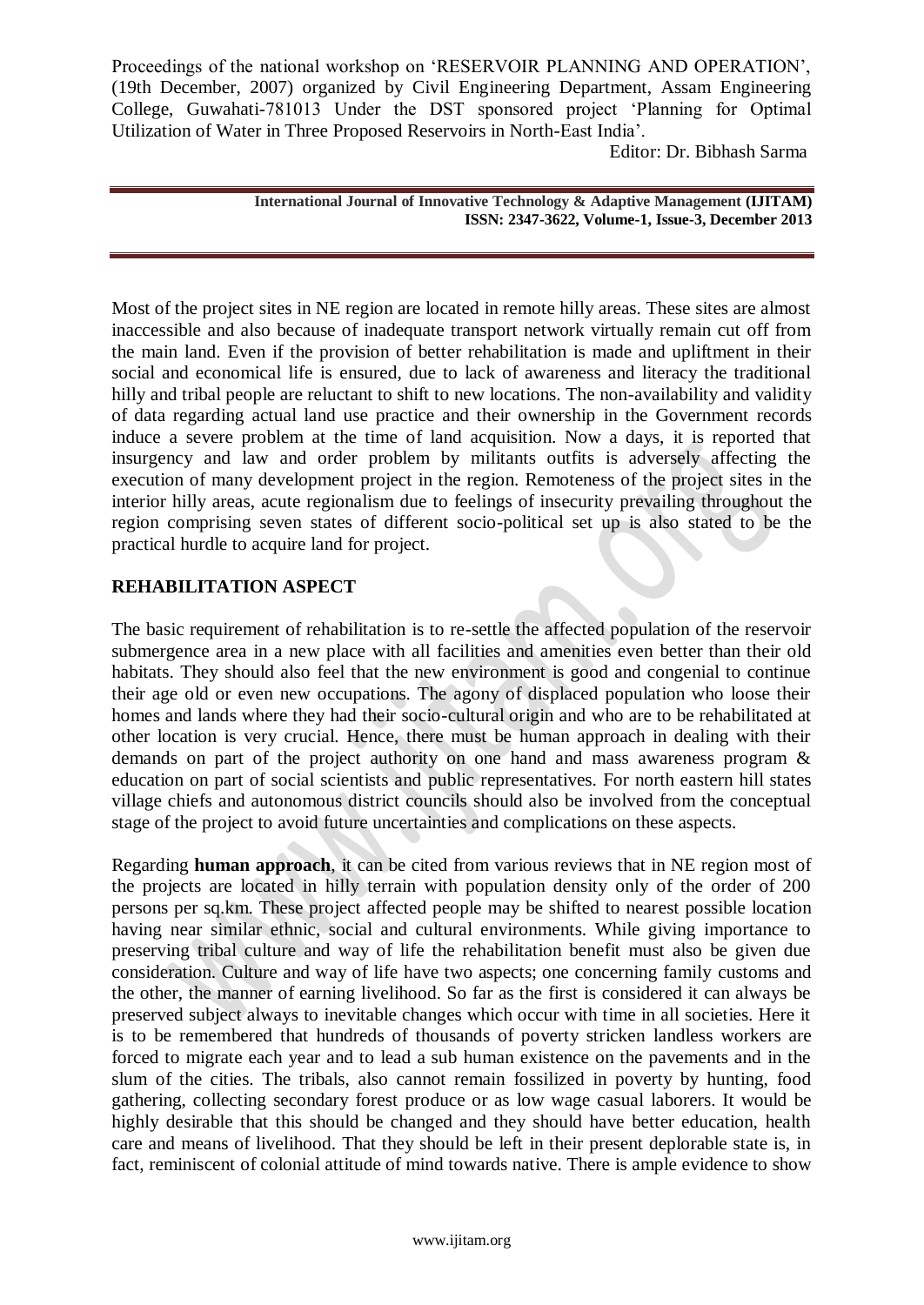Most of the project sites in NE region are located in remote hilly areas. These sites are almost inaccessible and also because of inadequate transport network virtually remain cut off from the main land. Even if the provision of better rehabilitation is made and upliftment in their social and economical life is ensured, due to lack of awareness and literacy the traditional hilly and tribal people are reluctant to shift to new locations. The non-availability and validity of data regarding actual land use practice and their ownership in the Government records induce a severe problem at the time of land acquisition. Now a days, it is reported that insurgency and law and order problem by militants outfits is adversely affecting the execution of many development project in the region. Remoteness of the project sites in the interior hilly areas, acute regionalism due to feelings of insecurity prevailing throughout the region comprising seven states of different socio-political set up is also stated to be the practical hurdle to acquire land for project.

## REHABILITATION ASPECT

The basic requirement of rehabilitation is to re-settle the affected population of the reservoir submergence area in a new place with all facilities and amenities even better than their old habitats. They should also feel that the new environment is good and congenial to continue their age old or even new occupations. The agony of displaced population who loose their homes and lands where they had their socio-cultural origin and who are to be rehabilitated at other location is very crucial. Hence, there must be human approach in dealing with their demands on part of the project authority on one hand and mass awareness program & education on part of social scientists and public representatives. For north eastern hill states village chiefs and autonomous district councils should also be involved from the conceptual stage of the project to avoid future uncertainties and complications on these aspects.

Regarding **human approach**, it can be cited from various reviews that in NE region most of the projects are located in hilly terrain with population density only of the order of 200 persons per sq.km. These project affected people may be shifted to nearest possible location having near similar ethnic, social and cultural environments. While giving importance to preserving tribal culture and way of life the rehabilitation benefit must also be given due consideration. Culture and way of life have two aspects; one concerning family customs and the other, the manner of earning livelihood. So far as the first is considered it can always be preserved subject always to inevitable changes which occur with time in all societies. Here it is to be remembered that hundreds of thousands of poverty stricken landless workers are forced to migrate each year and to lead a sub human existence on the pavements and in the slum of the cities. The tribals, also cannot remain fossilized in poverty by hunting, food gathering, collecting secondary forest produce or as low wage casual laborers. It would be highly desirable that this should be changed and they should have better education, health care and means of livelihood. That they should be left in their present deplorable state is, in fact, reminiscent of colonial attitude of mind towards native. There is ample evidence to show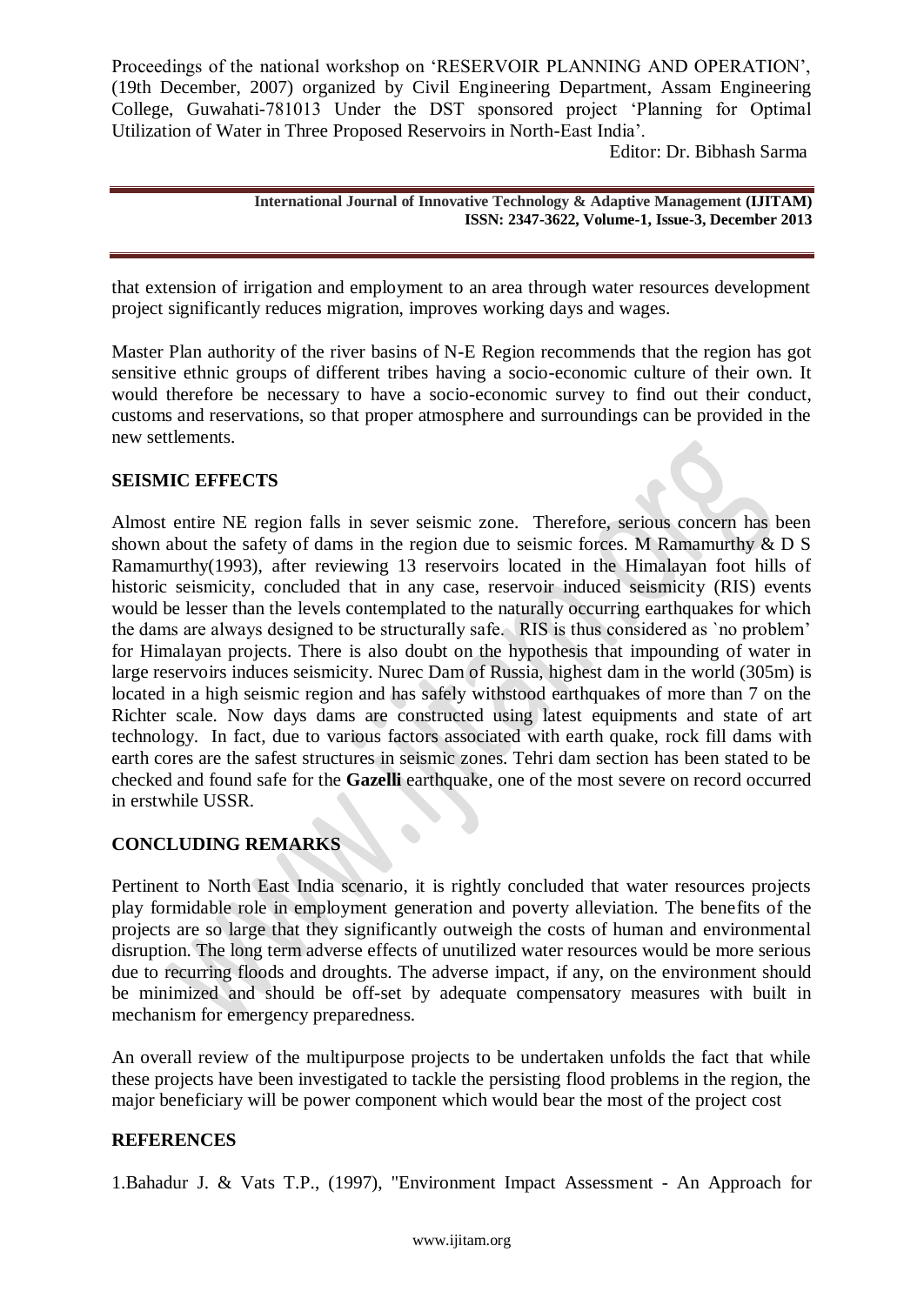that extension of irrigation and employment to an area through water resources development project significantly reduces migration, improves working days and wages.

Master Plan authority of the river basins of N-E Region recommends that the region has got sensitive ethnic groups of different tribes having a socio-economic culture of their own. It would therefore be necessary to have a socio-economic survey to find out their conduct, customs and reservations, so that proper atmosphere and surroundings can be provided in the new settlements.

## SEISMIC EFFECTS

Almost entire NE region falls in sever seismic zone. Therefore, serious concern has been shown about the safety of dams in the region due to seismic forces. M Ramamurthy & D S Ramamurthy(1993), after reviewing 13 reservoirs located in the Himalayan foot hills of historic seismicity, concluded that in any case, reservoir induced seismicity (RIS) events would be lesser than the levels contemplated to the naturally occurring earthquakes for which the dams are always designed to be structurally safe. RIS is thus considered as `no problem' for Himalayan projects. There is also doubt on the hypothesis that impounding of water in large reservoirs induces seismicity. Nurec Dam of Russia, highest dam in the world (305m) is located in a high seismic region and has safely withstood earthquakes of more than 7 on the Richter scale. Now days dams are constructed using latest equipments and state of art technology. In fact, due to various factors associated with earth quake, rock fill dams with earth cores are the safest structures in seismic zones. Tehri dam section has been stated to be checked and found safe for the **Gazelli** earthquake, one of the most severe on record occurred in erstwhile USSR.

## CONCLUDING REMARKS

Pertinent to North East India scenario, it is rightly concluded that water resources projects play formidable role in employment generation and poverty alleviation. The benefits of the projects are so large that they significantly outweigh the costs of human and environmental disruption. The long term adverse effects of unutilized water resources would be more serious due to recurring floods and droughts. The adverse impact, if any, on the environment should be minimized and should be off-set by adequate compensatory measures with built in mechanism for emergency preparedness.

An overall review of the multipurpose projects to be undertaken unfolds the fact that while these projects have been investigated to tackle the persisting flood problems in the region, the major beneficiary will be power component which would bear the most of the project cost

## REFERENCES

1.Bahadur J. & Vats T.P., (1997), "Environment Impact Assessment - An Approach for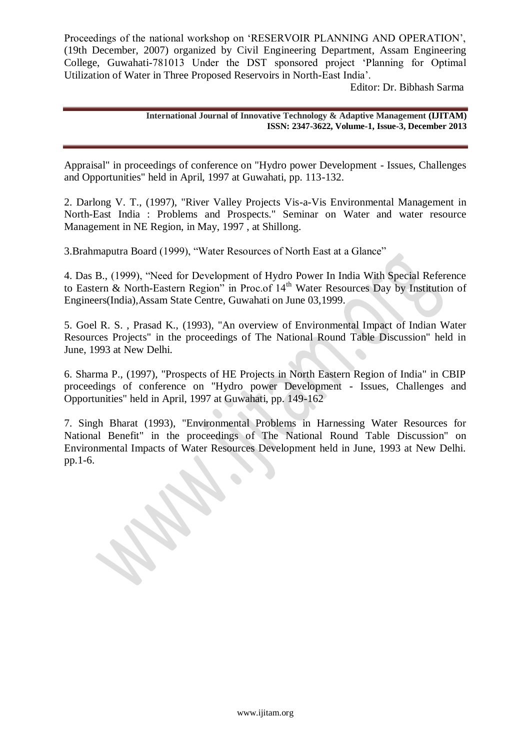Appraisal" in proceedings of conference on "Hydro power Development - Issues, Challenges and Opportunities" held in April, 1997 at Guwahati, pp. 113-132.

2. Darlong V. T., (1997), "River Valley Projects Vis-a-Vis Environmental Management in North-East India : Problems and Prospects." Seminar on Water and water resource Management in NE Region, in May, 1997 , at Shillong.

3.Brahmaputra Board (1999), "Water Resources of North East at a Glance"

4. Das B., (1999), "Need for Development of Hydro Power In India With Special Reference to Eastern & North-Eastern Region" in Proc.of 14th Water Resources Day by Institution of Engineers(India),Assam State Centre, Guwahati on June 03,1999.

5. Goel R. S. , Prasad K., (1993), "An overview of Environmental Impact of Indian Water Resources Projects" in the proceedings of The National Round Table Discussion" held in June, 1993 at New Delhi.

6. Sharma P., (1997), "Prospects of HE Projects in North Eastern Region of India" in CBIP proceedings of conference on "Hydro power Development - Issues, Challenges and Opportunities" held in April, 1997 at Guwahati, pp. 149-162

7. Singh Bharat (1993), "Environmental Problems in Harnessing Water Resources for National Benefit" in the proceedings of The National Round Table Discussion" on Environmental Impacts of Water Resources Development held in June, 1993 at New Delhi. pp.1-6.